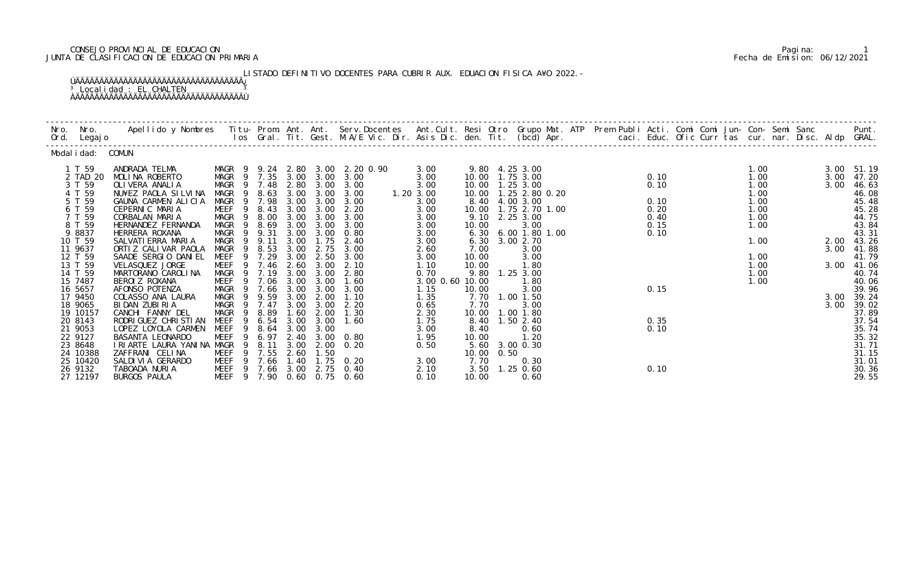CONSEJO PROVINCIAL DE EDUCACION
JUNTA DE CLASIFICACION DE EDUCACION PRIMARIA

Pagina: 1
Fecha de Emision: 06/12/2021

LISTADO DEFINITIVO DOCENTES PARA CUBRIR AUX. EDUACION FISICA A¥O 2022.-

Localidad : EL CHALTEN

Modalidad: COMUN

| Nro. Ord. | Nro. Legajo | Apellido y Nombres | Titu-los | Prom. Gral. | Ant. Tit. | Ant. Gest. | Serv.Docentes M.A/E Vic. Dir. | Ant.Cult. Asis Dic. | Resi den. | Otro Tit. | Grupo Mat. (bcd) | ATP Apr. | Prem Publi caci. | Acti. Educ. | Comi Ofic | Comi Curr | Jun- tas | Con- cur. | Semi nar. | Sanc Disc. | Aldp | Punt. GRAL. |
|---|---|---|---|---|---|---|---|---|---|---|---|---|---|---|---|---|---|---|---|---|---|---|
| 1 | T 59 | ANDRADA TELMA | MAGR 9 | 9.24 | 2.80 | 3.00 | 2.20 0.90 | 3.00 | 9.80 | 4.25 | 3.00 | | | | | | | 1.00 | | | 3.00 | 51.19 |
| 2 | TAD 20 | MOLINA ROBERTO | MAGR 9 | 7.35 | 3.00 | 3.00 | 3.00 | 3.00 | 10.00 | 1.75 | 3.00 | | | 0.10 | | | | 1.00 | | | 3.00 | 47.20 |
| 3 | T 59 | OLIVERA ANALIA | MAGR 9 | 7.48 | 2.80 | 3.00 | 3.00 | 3.00 | 10.00 | 1.25 | 3.00 | | | 0.10 | | | | 1.00 | | | 3.00 | 46.63 |
| 4 | T 59 | NU¥EZ PAOLA SILVINA | MAGR 9 | 8.63 | 3.00 | 3.00 | 3.00 | 1.20 3.00 | 10.00 | 1.25 | 2.80 0.20 | | | | | | | 1.00 | | | | 46.08 |
| 5 | T 59 | GAUNA CARMEN ALICIA | MAGR 9 | 7.98 | 3.00 | 3.00 | 3.00 | 3.00 | 8.40 | 4.00 | 3.00 | | | 0.10 | | | | 1.00 | | | | 45.48 |
| 6 | T 59 | CEPERNIC MARIA | MEEF 9 | 8.43 | 3.00 | 3.00 | 2.20 | 3.00 | 10.00 | 1.75 | 2.70 1.00 | | | 0.20 | | | | 1.00 | | | | 45.28 |
| 7 | T 59 | CORBALAN MARIA | MAGR 9 | 8.00 | 3.00 | 3.00 | 3.00 | 3.00 | 9.10 | 2.25 | 3.00 | | | 0.40 | | | | 1.00 | | | | 44.75 |
| 8 | T 59 | HERNANDEZ FERNANDA | MAGR 9 | 8.69 | 3.00 | 3.00 | 3.00 | 3.00 | 10.00 | | 3.00 | | | 0.15 | | | | 1.00 | | | | 43.84 |
| 9 | 8837 | HERRERA ROXANA | MAGR 9 | 9.31 | 3.00 | 3.00 | 0.80 | 3.00 | 6.30 | 6.00 | 1.80 1.00 | | | 0.10 | | | | | | | | 43.31 |
| 10 | T 59 | SALVATIERRA MARIA | MAGR 9 | 9.11 | 3.00 | 1.75 | 2.40 | 3.00 | 6.30 | 3.00 | 2.70 | | | | | | | 1.00 | | | 2.00 | 43.26 |
| 11 | 9637 | ORTIZ CALIVAR PAOLA | MAGR 9 | 8.53 | 3.00 | 2.75 | 3.00 | 2.60 | 7.00 | | 3.00 | | | | | | | | | | 3.00 | 41.88 |
| 12 | T 59 | SAADE SERGIO DANIEL | MEEF 9 | 7.29 | 3.00 | 2.50 | 3.00 | 3.00 | 10.00 | | 3.00 | | | | | | | 1.00 | | | | 41.79 |
| 13 | T 59 | VELASQUEZ JORGE | MEEF 9 | 7.46 | 2.60 | 3.00 | 2.10 | 1.10 | 10.00 | | 1.80 | | | | | | | 1.00 | | | 3.00 | 41.06 |
| 14 | T 59 | MARTORANO CAROLINA | MAGR 9 | 7.19 | 3.00 | 3.00 | 2.80 | 0.70 | 9.80 | 1.25 | 3.00 | | | | | | | 1.00 | | | | 40.74 |
| 15 | 7487 | BEROIZ ROXANA | MEEF 9 | 7.06 | 3.00 | 3.00 | 1.60 | 3.00 0.60 | 10.00 | | 1.80 | | | | | | | 1.00 | | | | 40.06 |
| 16 | 5657 | AFONSO POTENZA | MAGR 9 | 7.66 | 3.00 | 3.00 | 3.00 | 1.15 | 10.00 | | 3.00 | | | 0.15 | | | | | | | | 39.96 |
| 17 | 9450 | COLASSO ANA LAURA | MAGR 9 | 9.59 | 3.00 | 2.00 | 1.10 | 1.35 | 7.70 | 1.00 | 1.50 | | | | | | | | | | 3.00 | 39.24 |
| 18 | 9065 | BIDAN ZUBIRIA | MAGR 9 | 7.47 | 3.00 | 3.00 | 2.20 | 0.65 | 7.70 | | 3.00 | | | | | | | | | | 3.00 | 39.02 |
| 19 | 10157 | CANCHI FANNY DEL | MAGR 9 | 8.89 | 1.60 | 2.00 | 1.30 | 2.30 | 10.00 | 1.00 | 1.80 | | | | | | | | | | | 37.89 |
| 20 | 8143 | RODRIGUEZ CHRISTIAN | MEEF 9 | 6.54 | 3.00 | 3.00 | 1.60 | 1.75 | 8.40 | 1.50 | 2.40 | | | 0.35 | | | | | | | | 37.54 |
| 21 | 9053 | LOPEZ LOYOLA CARMEN | MEEF 9 | 8.64 | 3.00 | 3.00 | | 3.00 | 8.40 | | 0.60 | | | 0.10 | | | | | | | | 35.74 |
| 22 | 9127 | BASANTA LEONARDO | MEEF 9 | 6.97 | 2.40 | 3.00 | 0.80 | 1.95 | 10.00 | | 1.20 | | | | | | | | | | | 35.32 |
| 23 | 8648 | IRIARTE LAURA YANINA | MAGR 9 | 8.11 | 3.00 | 2.00 | 0.20 | 0.50 | 5.60 | 3.00 | 0.30 | | | | | | | | | | | 31.71 |
| 24 | 10388 | ZAFFRANI CELINA | MEEF 9 | 7.55 | 2.60 | 1.50 | | | 10.00 | 0.50 | | | | | | | | | | | | 31.15 |
| 25 | 10420 | SALDIVIA GERARDO | MEEF 9 | 7.66 | 1.40 | 1.75 | 0.20 | 3.00 | 7.70 | | 0.30 | | | | | | | | | | | 31.01 |
| 26 | 9132 | TABOADA NURIA | MEEF 9 | 7.66 | 3.00 | 2.75 | 0.40 | 2.10 | 3.50 | 1.25 | 0.60 | | | 0.10 | | | | | | | | 30.36 |
| 27 | 12197 | BURGOS PAULA | MEEF 9 | 7.90 | 0.60 | 0.75 | 0.60 | 0.10 | 10.00 | | 0.60 | | | | | | | | | | | 29.55 |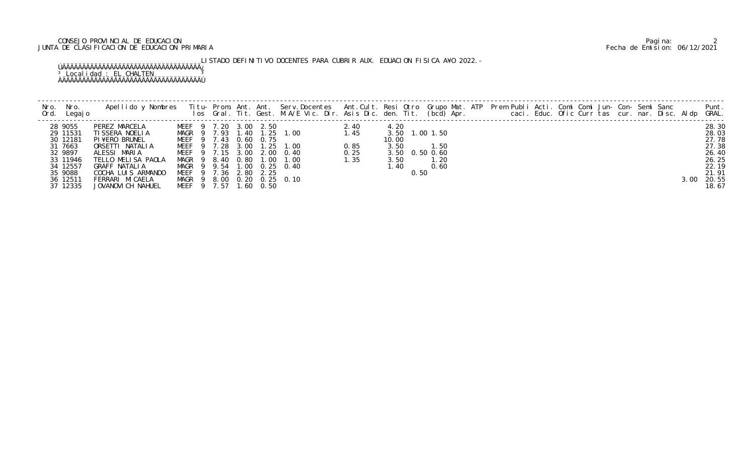CONSEJO PROVINCIAL DE EDUCACION
JUNTA DE CLASIFICACION DE EDUCACION PRIMARIA

Fecha de Emision: 06/12/2021

LISTADO DEFINITIVO DOCENTES PARA CUBRIR AUX. EDUACION FISICA A¥O 2022.-

Localidad : EL CHALTEN

| Nro. Ord. | Nro. Legajo | Apellido y Nombres | Titulos | Prom. Gral. | Ant. Tit. | Ant. Gest. | Serv.Docentes M.A/E Vic. Dir. | Ant.Cult. Asis Dic. | Resi den. | Otro Tit. | Grupo (bcd) | Mat. Apr. | ATP | Prem | Publi caci. | Acti. Educ. | Comi Ofic | Comi Curr | Jun- tas | Con- cur. | Semi nar. | Sanc Disc. | Aldp | Punt. GRAL. |
|---|---|---|---|---|---|---|---|---|---|---|---|---|---|---|---|---|---|---|---|---|---|---|---|---|
| 28 | 9055 | PEREZ MARCELA | MEEF 9 | 7.20 | 3.00 | 2.50 | | 2.40 | 4.20 | | | | | | | | | | | | | | | 28.30 |
| 29 | 11531 | TISSERA NOELIA | MAGR 9 | 7.93 | 1.40 | 1.25 | 1.00 | 1.45 | 3.50 | 1.00 | 1.50 | | | | | | | | | | | | | 28.03 |
| 30 | 12181 | PI¥ERO BRUNEL | MEEF 9 | 7.43 | 0.60 | 0.75 | | | 10.00 | | | | | | | | | | | | | | | 27.78 |
| 31 | 7663 | ORSETTI NATALIA | MEEF 9 | 7.28 | 3.00 | 1.25 | 1.00 | 0.85 | 3.50 | | 1.50 | | | | | | | | | | | | | 27.38 |
| 32 | 9897 | ALESSI MARIA | MEEF 9 | 7.15 | 3.00 | 2.00 | 0.40 | 0.25 | 3.50 | 0.50 | 0.60 | | | | | | | | | | | | | 26.40 |
| 33 | 11946 | TELLO MELISA PAOLA | MAGR 9 | 8.40 | 0.80 | 1.00 | 1.00 | 1.35 | 3.50 | | 1.20 | | | | | | | | | | | | | 26.25 |
| 34 | 12557 | GRAFF NATALIA | MAGR 9 | 9.54 | 1.00 | 0.25 | 0.40 | | 1.40 | | 0.60 | | | | | | | | | | | | | 22.19 |
| 35 | 9088 | COCHA LUIS ARMANDO | MEEF 9 | 7.36 | 2.80 | 2.25 | | | | 0.50 | | | | | | | | | | | | | | 21.91 |
| 36 | 12511 | FERRARI MICAELA | MAGR 9 | 8.00 | 0.20 | 0.25 | 0.10 | | | | | | | | | | | | | | | | 3.00 | 20.55 |
| 37 | 12335 | JOVANOVICH NAHUEL | MEEF 9 | 7.57 | 1.60 | 0.50 | | | | | | | | | | | | | | | | | | 18.67 |